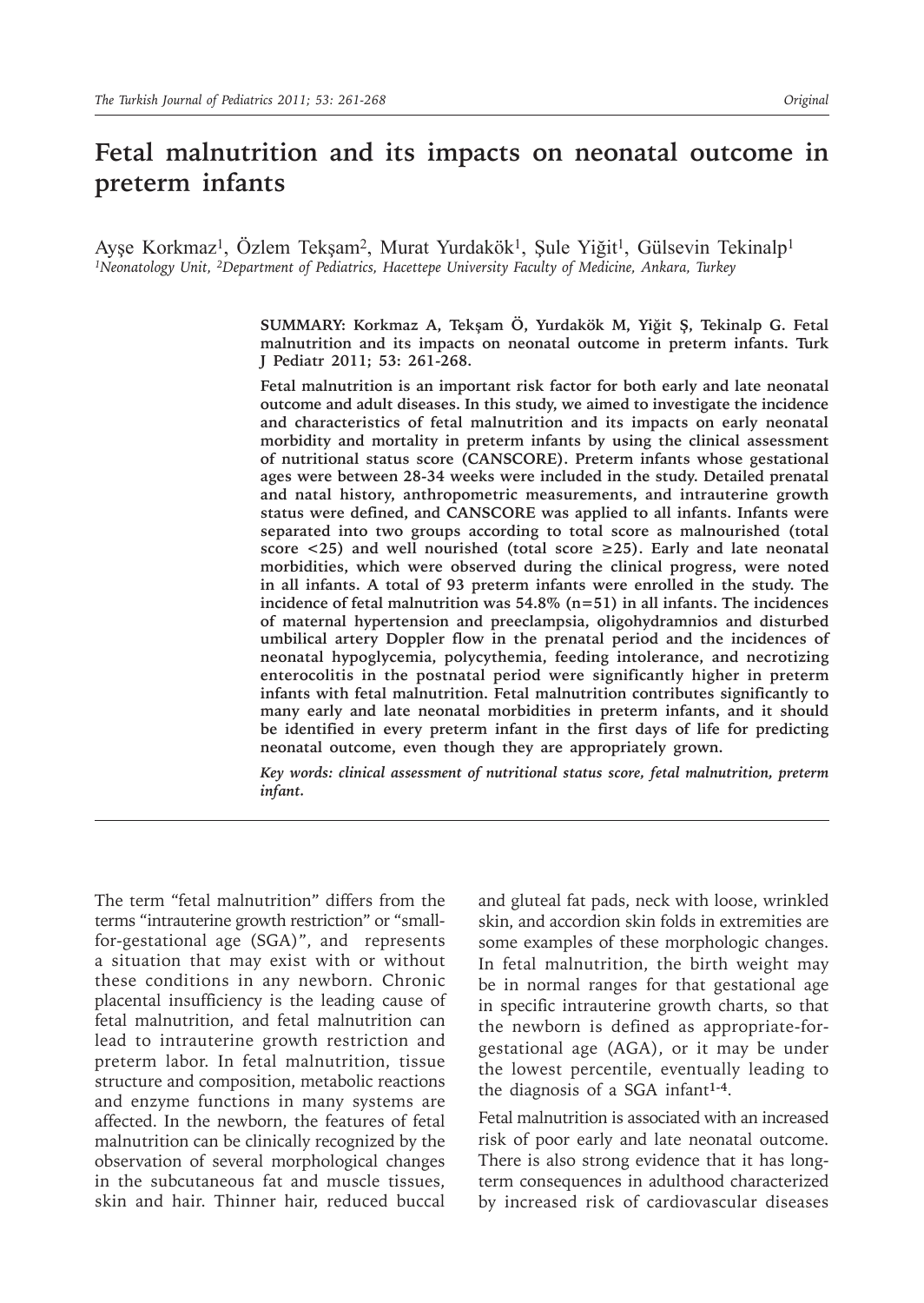# Fetal malnutrition and its impacts on neonatal outcome in preterm infants

Ayşe Korkmaz[1], Özlem Tekşam[2], Murat Yurdakök[1], Şule Yiğit[1], Gülsevin Tekinalp[1]

[1]*Neonatology Unit,* [2]*Department of Pediatrics, Hacettepe University Faculty of Medicine, Ankara, Turkey*

**SUMMARY: Korkmaz A, Tekşam Ö, Yurdakök M, Yiğit Ş, Tekinalp G. Fetal malnutrition and its impacts on neonatal outcome in preterm infants. Turk J Pediatr 2011; 53: 261-268.**

**Fetal malnutrition is an important risk factor for both early and late neonatal outcome and adult diseases. In this study, we aimed to investigate the incidence and characteristics of fetal malnutrition and its impacts on early neonatal morbidity and mortality in preterm infants by using the clinical assessment of nutritional status score (CANSCORE). Preterm infants whose gestational ages were between 28-34 weeks were included in the study. Detailed prenatal and natal history, anthropometric measurements, and intrauterine growth status were defined, and CANSCORE was applied to all infants. Infants were separated into two groups according to total score as malnourished (total score <25) and well nourished (total score ≥25). Early and late neonatal morbidities, which were observed during the clinical progress, were noted in all infants. A total of 93 preterm infants were enrolled in the study. The incidence of fetal malnutrition was 54.8% (n=51) in all infants. The incidences of maternal hypertension and preeclampsia, oligohydramnios and disturbed umbilical artery Doppler flow in the prenatal period and the incidences of neonatal hypoglycemia, polycythemia, feeding intolerance, and necrotizing enterocolitis in the postnatal period were significantly higher in preterm infants with fetal malnutrition. Fetal malnutrition contributes significantly to many early and late neonatal morbidities in preterm infants, and it should be identified in every preterm infant in the first days of life for predicting neonatal outcome, even though they are appropriately grown.**

***Key words:** clinical assessment of nutritional status score, fetal malnutrition, preterm infant.*

---

The term "fetal malnutrition" differs from the terms "intrauterine growth restriction" or "small-for-gestational age (SGA)", and represents a situation that may exist with or without these conditions in any newborn. Chronic placental insufficiency is the leading cause of fetal malnutrition, and fetal malnutrition can lead to intrauterine growth restriction and preterm labor. In fetal malnutrition, tissue structure and composition, metabolic reactions and enzyme functions in many systems are affected. In the newborn, the features of fetal malnutrition can be clinically recognized by the observation of several morphological changes in the subcutaneous fat and muscle tissues, skin and hair. Thinner hair, reduced buccal and gluteal fat pads, neck with loose, wrinkled skin, and accordion skin folds in extremities are some examples of these morphologic changes. In fetal malnutrition, the birth weight may be in normal ranges for that gestational age in specific intrauterine growth charts, so that the newborn is defined as appropriate-for-gestational age (AGA), or it may be under the lowest percentile, eventually leading to the diagnosis of a SGA infant[1-4].

Fetal malnutrition is associated with an increased risk of poor early and late neonatal outcome. There is also strong evidence that it has long-term consequences in adulthood characterized by increased risk of cardiovascular diseases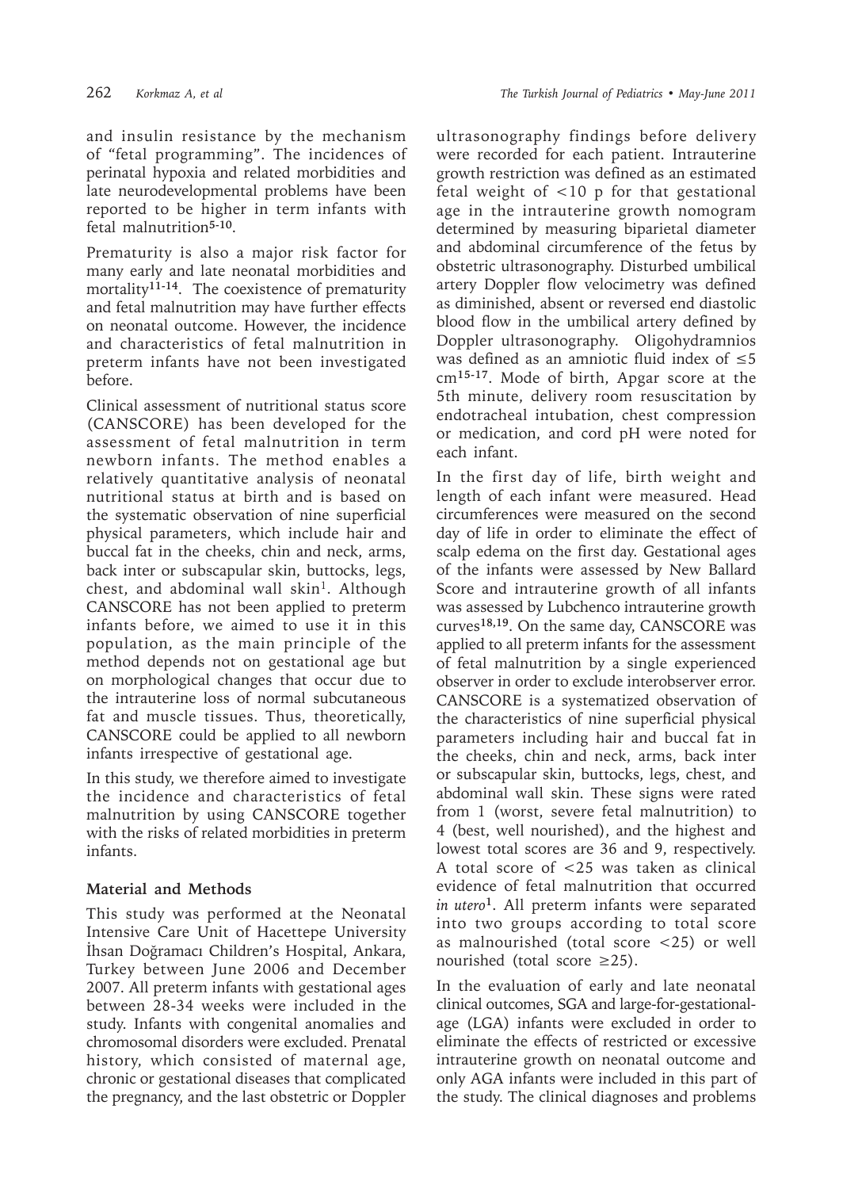and insulin resistance by the mechanism of "fetal programming". The incidences of perinatal hypoxia and related morbidities and late neurodevelopmental problems have been reported to be higher in term infants with fetal malnutrition[5-10].

Prematurity is also a major risk factor for many early and late neonatal morbidities and mortality[11-14]. The coexistence of prematurity and fetal malnutrition may have further effects on neonatal outcome. However, the incidence and characteristics of fetal malnutrition in preterm infants have not been investigated before.

Clinical assessment of nutritional status score (CANSCORE) has been developed for the assessment of fetal malnutrition in term newborn infants. The method enables a relatively quantitative analysis of neonatal nutritional status at birth and is based on the systematic observation of nine superficial physical parameters, which include hair and buccal fat in the cheeks, chin and neck, arms, back inter or subscapular skin, buttocks, legs, chest, and abdominal wall skin[1]. Although CANSCORE has not been applied to preterm infants before, we aimed to use it in this population, as the main principle of the method depends not on gestational age but on morphological changes that occur due to the intrauterine loss of normal subcutaneous fat and muscle tissues. Thus, theoretically, CANSCORE could be applied to all newborn infants irrespective of gestational age.

In this study, we therefore aimed to investigate the incidence and characteristics of fetal malnutrition by using CANSCORE together with the risks of related morbidities in preterm infants.

## Material and Methods

This study was performed at the Neonatal Intensive Care Unit of Hacettepe University İhsan Doğramacı Children's Hospital, Ankara, Turkey between June 2006 and December 2007. All preterm infants with gestational ages between 28-34 weeks were included in the study. Infants with congenital anomalies and chromosomal disorders were excluded. Prenatal history, which consisted of maternal age, chronic or gestational diseases that complicated the pregnancy, and the last obstetric or Doppler ultrasonography findings before delivery were recorded for each patient. Intrauterine growth restriction was defined as an estimated fetal weight of <10 p for that gestational age in the intrauterine growth nomogram determined by measuring biparietal diameter and abdominal circumference of the fetus by obstetric ultrasonography. Disturbed umbilical artery Doppler flow velocimetry was defined as diminished, absent or reversed end diastolic blood flow in the umbilical artery defined by Doppler ultrasonography. Oligohydramnios was defined as an amniotic fluid index of ≤5 cm[15-17]. Mode of birth, Apgar score at the 5th minute, delivery room resuscitation by endotracheal intubation, chest compression or medication, and cord pH were noted for each infant.

In the first day of life, birth weight and length of each infant were measured. Head circumferences were measured on the second day of life in order to eliminate the effect of scalp edema on the first day. Gestational ages of the infants were assessed by New Ballard Score and intrauterine growth of all infants was assessed by Lubchenco intrauterine growth curves[18,19]. On the same day, CANSCORE was applied to all preterm infants for the assessment of fetal malnutrition by a single experienced observer in order to exclude interobserver error. CANSCORE is a systematized observation of the characteristics of nine superficial physical parameters including hair and buccal fat in the cheeks, chin and neck, arms, back inter or subscapular skin, buttocks, legs, chest, and abdominal wall skin. These signs were rated from 1 (worst, severe fetal malnutrition) to 4 (best, well nourished), and the highest and lowest total scores are 36 and 9, respectively. A total score of <25 was taken as clinical evidence of fetal malnutrition that occurred *in utero*[1]. All preterm infants were separated into two groups according to total score as malnourished (total score <25) or well nourished (total score ≥25).

In the evaluation of early and late neonatal clinical outcomes, SGA and large-for-gestational-age (LGA) infants were excluded in order to eliminate the effects of restricted or excessive intrauterine growth on neonatal outcome and only AGA infants were included in this part of the study. The clinical diagnoses and problems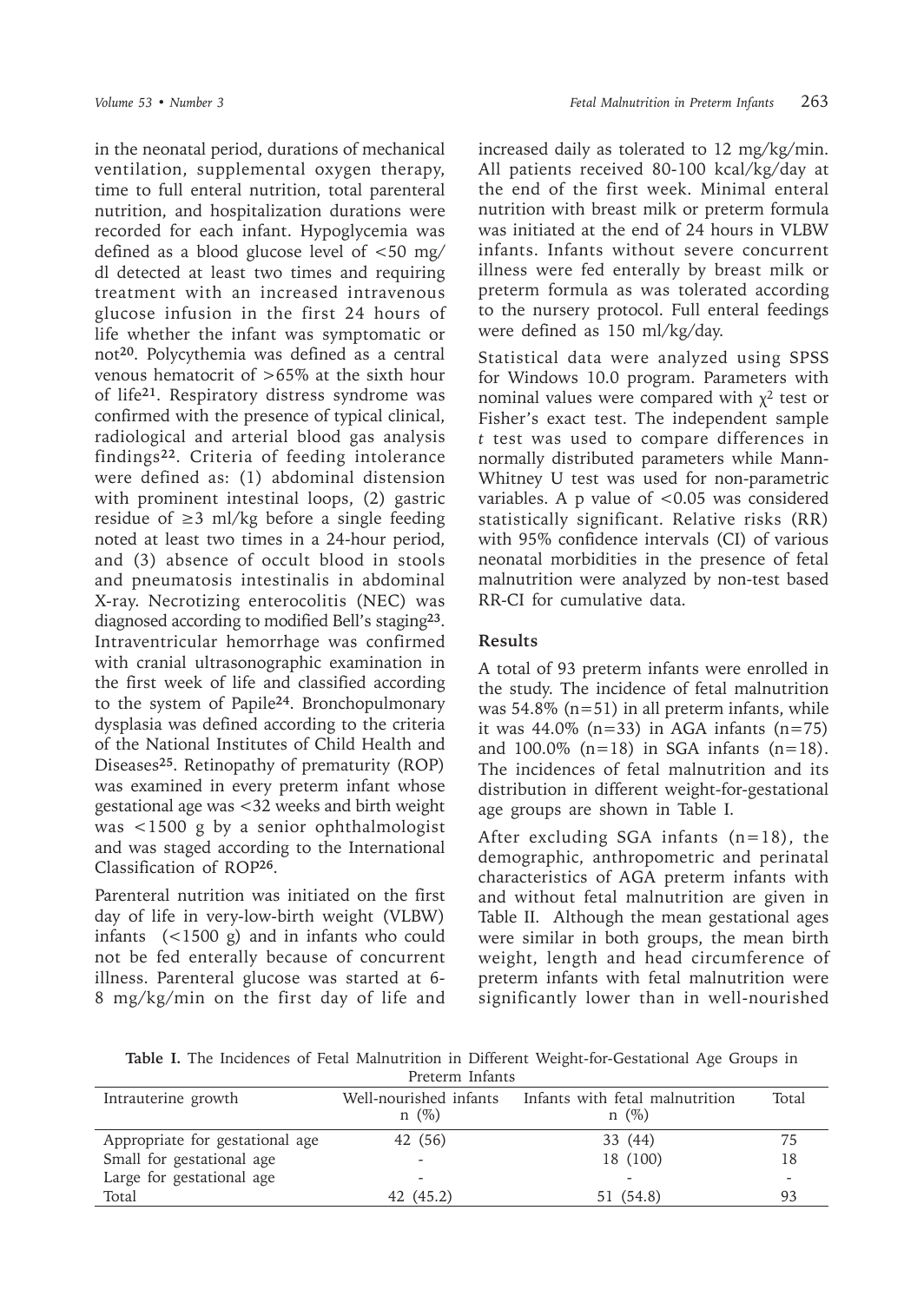in the neonatal period, durations of mechanical ventilation, supplemental oxygen therapy, time to full enteral nutrition, total parenteral nutrition, and hospitalization durations were recorded for each infant. Hypoglycemia was defined as a blood glucose level of <50 mg/dl detected at least two times and requiring treatment with an increased intravenous glucose infusion in the first 24 hours of life whether the infant was symptomatic or not[20]. Polycythemia was defined as a central venous hematocrit of >65% at the sixth hour of life[21]. Respiratory distress syndrome was confirmed with the presence of typical clinical, radiological and arterial blood gas analysis findings[22]. Criteria of feeding intolerance were defined as: (1) abdominal distension with prominent intestinal loops, (2) gastric residue of ≥3 ml/kg before a single feeding noted at least two times in a 24-hour period, and (3) absence of occult blood in stools and pneumatosis intestinalis in abdominal X-ray. Necrotizing enterocolitis (NEC) was diagnosed according to modified Bell's staging[23]. Intraventricular hemorrhage was confirmed with cranial ultrasonographic examination in the first week of life and classified according to the system of Papile[24]. Bronchopulmonary dysplasia was defined according to the criteria of the National Institutes of Child Health and Diseases[25]. Retinopathy of prematurity (ROP) was examined in every preterm infant whose gestational age was <32 weeks and birth weight was <1500 g by a senior ophthalmologist and was staged according to the International Classification of ROP[26].

Parenteral nutrition was initiated on the first day of life in very-low-birth weight (VLBW) infants (<1500 g) and in infants who could not be fed enterally because of concurrent illness. Parenteral glucose was started at 6-8 mg/kg/min on the first day of life and increased daily as tolerated to 12 mg/kg/min. All patients received 80-100 kcal/kg/day at the end of the first week. Minimal enteral nutrition with breast milk or preterm formula was initiated at the end of 24 hours in VLBW infants. Infants without severe concurrent illness were fed enterally by breast milk or preterm formula as was tolerated according to the nursery protocol. Full enteral feedings were defined as 150 ml/kg/day.

Statistical data were analyzed using SPSS for Windows 10.0 program. Parameters with nominal values were compared with $\chi^2$ test or Fisher's exact test. The independent sample *t* test was used to compare differences in normally distributed parameters while Mann-Whitney U test was used for non-parametric variables. A p value of <0.05 was considered statistically significant. Relative risks (RR) with 95% confidence intervals (CI) of various neonatal morbidities in the presence of fetal malnutrition were analyzed by non-test based RR-CI for cumulative data.

## Results

A total of 93 preterm infants were enrolled in the study. The incidence of fetal malnutrition was 54.8% (n=51) in all preterm infants, while it was 44.0% (n=33) in AGA infants (n=75) and 100.0% (n=18) in SGA infants (n=18). The incidences of fetal malnutrition and its distribution in different weight-for-gestational age groups are shown in Table I.

After excluding SGA infants (n=18), the demographic, anthropometric and perinatal characteristics of AGA preterm infants with and without fetal malnutrition are given in Table II. Although the mean gestational ages were similar in both groups, the mean birth weight, length and head circumference of preterm infants with fetal malnutrition were significantly lower than in well-nourished

**Table I.** The Incidences of Fetal Malnutrition in Different Weight-for-Gestational Age Groups in Preterm Infants

| Intrauterine growth | Well-nourished infants n (%) | Infants with fetal malnutrition n (%) | Total |
|---|---|---|---|
| Appropriate for gestational age | 42 (56) | 33 (44) | 75 |
| Small for gestational age | - | 18 (100) | 18 |
| Large for gestational age | - | - | - |
| Total | 42 (45.2) | 51 (54.8) | 93 |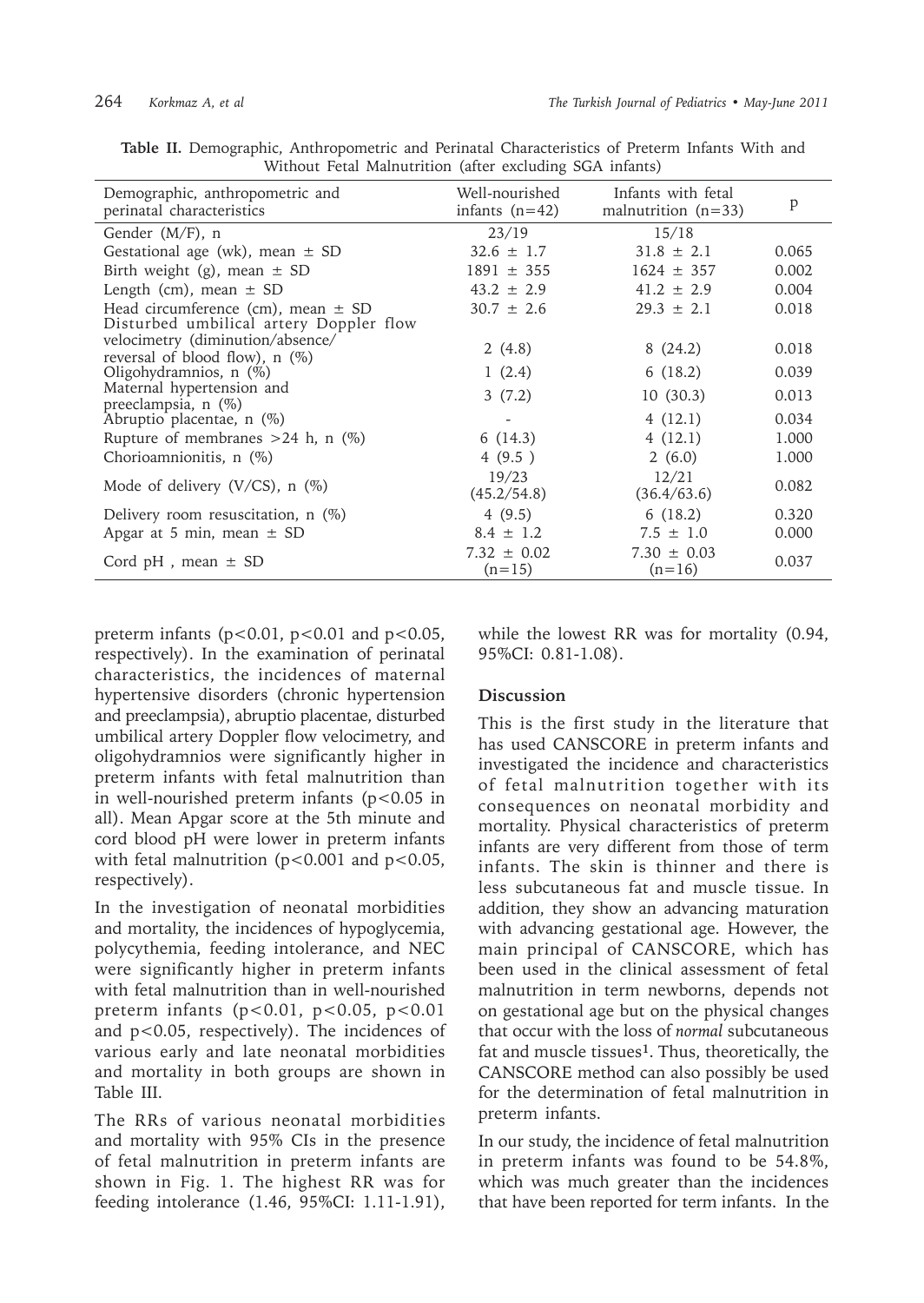**Table II.** Demographic, Anthropometric and Perinatal Characteristics of Preterm Infants With and Without Fetal Malnutrition (after excluding SGA infants)

| Demographic, anthropometric and perinatal characteristics | Well-nourished infants (n=42) | Infants with fetal malnutrition (n=33) | p |
|---|---|---|---|
| Gender (M/F), n | 23/19 | 15/18 | |
| Gestational age (wk), mean ± SD | 32.6 ± 1.7 | 31.8 ± 2.1 | 0.065 |
| Birth weight (g), mean ± SD | 1891 ± 355 | 1624 ± 357 | 0.002 |
| Length (cm), mean ± SD | 43.2 ± 2.9 | 41.2 ± 2.9 | 0.004 |
| Head circumference (cm), mean ± SD | 30.7 ± 2.6 | 29.3 ± 2.1 | 0.018 |
| Disturbed umbilical artery Doppler flow velocimetry (diminution/absence/reversal of blood flow), n (%) | 2 (4.8) | 8 (24.2) | 0.018 |
| Oligohydramnios, n (%) | 1 (2.4) | 6 (18.2) | 0.039 |
| Maternal hypertension and preeclampsia, n (%) | 3 (7.2) | 10 (30.3) | 0.013 |
| Abruptio placentae, n (%) | - | 4 (12.1) | 0.034 |
| Rupture of membranes >24 h, n (%) | 6 (14.3) | 4 (12.1) | 1.000 |
| Chorioamnionitis, n (%) | 4 (9.5 ) | 2 (6.0) | 1.000 |
| Mode of delivery (V/CS), n (%) | 19/23 (45.2/54.8) | 12/21 (36.4/63.6) | 0.082 |
| Delivery room resuscitation, n (%) | 4 (9.5) | 6 (18.2) | 0.320 |
| Apgar at 5 min, mean ± SD | 8.4 ± 1.2 | 7.5 ± 1.0 | 0.000 |
| Cord pH , mean ± SD | 7.32 ± 0.02 (n=15) | 7.30 ± 0.03 (n=16) | 0.037 |

preterm infants ($p<0.01$, $p<0.01$ and $p<0.05$, respectively). In the examination of perinatal characteristics, the incidences of maternal hypertensive disorders (chronic hypertension and preeclampsia), abruptio placentae, disturbed umbilical artery Doppler flow velocimetry, and oligohydramnios were significantly higher in preterm infants with fetal malnutrition than in well-nourished preterm infants ($p<0.05$ in all). Mean Apgar score at the 5th minute and cord blood pH were lower in preterm infants with fetal malnutrition ($p<0.001$ and $p<0.05$, respectively).

In the investigation of neonatal morbidities and mortality, the incidences of hypoglycemia, polycythemia, feeding intolerance, and NEC were significantly higher in preterm infants with fetal malnutrition than in well-nourished preterm infants ($p<0.01$, $p<0.05$, $p<0.01$ and $p<0.05$, respectively). The incidences of various early and late neonatal morbidities and mortality in both groups are shown in Table III.

The RRs of various neonatal morbidities and mortality with 95% CIs in the presence of fetal malnutrition in preterm infants are shown in Fig. 1. The highest RR was for feeding intolerance (1.46, 95%CI: 1.11-1.91), while the lowest RR was for mortality (0.94, 95%CI: 0.81-1.08).

## Discussion

This is the first study in the literature that has used CANSCORE in preterm infants and investigated the incidence and characteristics of fetal malnutrition together with its consequences on neonatal morbidity and mortality. Physical characteristics of preterm infants are very different from those of term infants. The skin is thinner and there is less subcutaneous fat and muscle tissue. In addition, they show an advancing maturation with advancing gestational age. However, the main principal of CANSCORE, which has been used in the clinical assessment of fetal malnutrition in term newborns, depends not on gestational age but on the physical changes that occur with the loss of *normal* subcutaneous fat and muscle tissues[1]. Thus, theoretically, the CANSCORE method can also possibly be used for the determination of fetal malnutrition in preterm infants.

In our study, the incidence of fetal malnutrition in preterm infants was found to be 54.8%, which was much greater than the incidences that have been reported for term infants. In the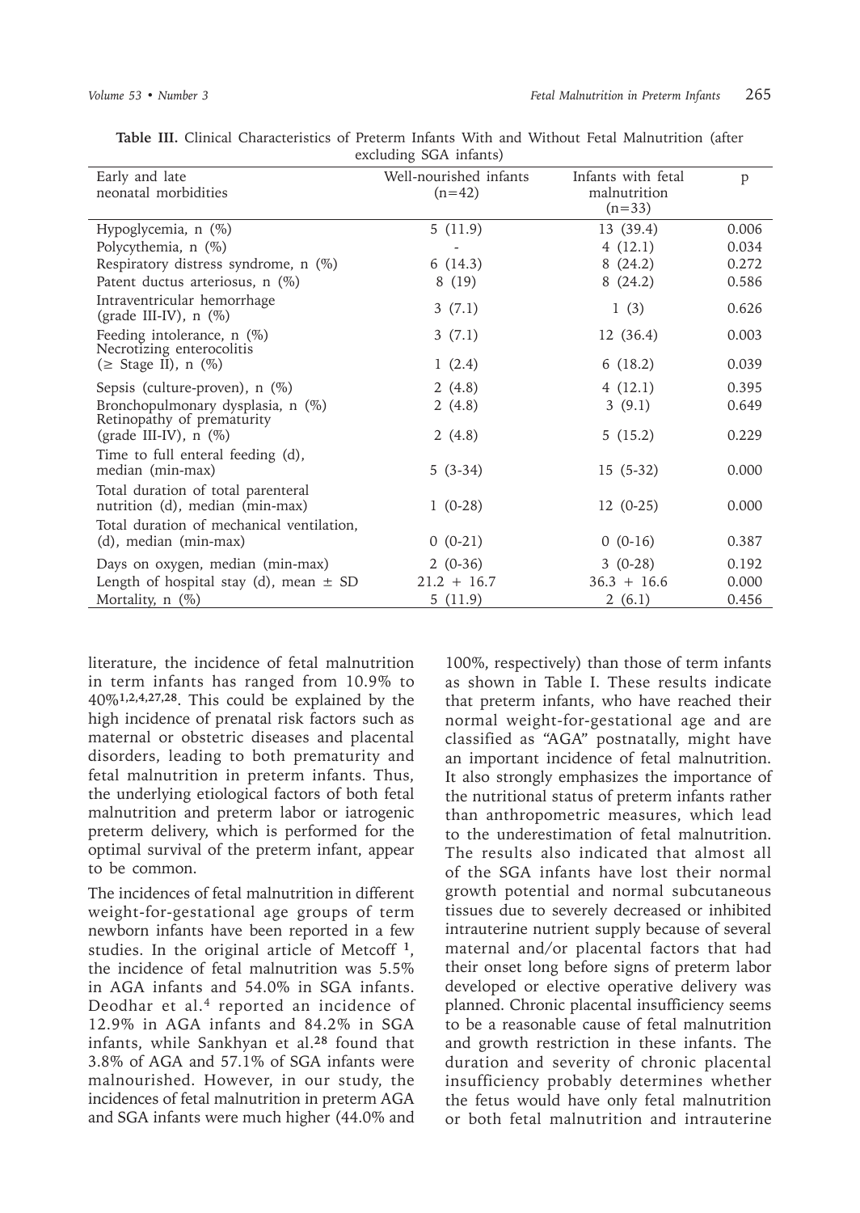**Table III.** Clinical Characteristics of Preterm Infants With and Without Fetal Malnutrition (after excluding SGA infants)

| Early and late neonatal morbidities | Well-nourished infants (n=42) | Infants with fetal malnutrition (n=33) | p |
|---|---|---|---|
| Hypoglycemia, n (%) | 5 (11.9) | 13 (39.4) | 0.006 |
| Polycythemia, n (%) | - | 4 (12.1) | 0.034 |
| Respiratory distress syndrome, n (%) | 6 (14.3) | 8 (24.2) | 0.272 |
| Patent ductus arteriosus, n (%) | 8 (19) | 8 (24.2) | 0.586 |
| Intraventricular hemorrhage (grade III-IV), n (%) | 3 (7.1) | 1 (3) | 0.626 |
| Feeding intolerance, n (%) | 3 (7.1) | 12 (36.4) | 0.003 |
| Necrotizing enterocolitis (≥ Stage II), n (%) | 1 (2.4) | 6 (18.2) | 0.039 |
| Sepsis (culture-proven), n (%) | 2 (4.8) | 4 (12.1) | 0.395 |
| Bronchopulmonary dysplasia, n (%) | 2 (4.8) | 3 (9.1) | 0.649 |
| Retinopathy of prematurity (grade III-IV), n (%) | 2 (4.8) | 5 (15.2) | 0.229 |
| Time to full enteral feeding (d), median (min-max) | 5 (3-34) | 15 (5-32) | 0.000 |
| Total duration of total parenteral nutrition (d), median (min-max) | 1 (0-28) | 12 (0-25) | 0.000 |
| Total duration of mechanical ventilation, (d), median (min-max) | 0 (0-21) | 0 (0-16) | 0.387 |
| Days on oxygen, median (min-max) | 2 (0-36) | 3 (0-28) | 0.192 |
| Length of hospital stay (d), mean ± SD | 21.2 + 16.7 | 36.3 + 16.6 | 0.000 |
| Mortality, n (%) | 5 (11.9) | 2 (6.1) | 0.456 |

literature, the incidence of fetal malnutrition in term infants has ranged from 10.9% to 40%[1,2,4,27,28]. This could be explained by the high incidence of prenatal risk factors such as maternal or obstetric diseases and placental disorders, leading to both prematurity and fetal malnutrition in preterm infants. Thus, the underlying etiological factors of both fetal malnutrition and preterm labor or iatrogenic preterm delivery, which is performed for the optimal survival of the preterm infant, appear to be common.

The incidences of fetal malnutrition in different weight-for-gestational age groups of term newborn infants have been reported in a few studies. In the original article of Metcoff [1], the incidence of fetal malnutrition was 5.5% in AGA infants and 54.0% in SGA infants. Deodhar et al.[4] reported an incidence of 12.9% in AGA infants and 84.2% in SGA infants, while Sankhyan et al.[28] found that 3.8% of AGA and 57.1% of SGA infants were malnourished. However, in our study, the incidences of fetal malnutrition in preterm AGA and SGA infants were much higher (44.0% and 100%, respectively) than those of term infants as shown in Table I. These results indicate that preterm infants, who have reached their normal weight-for-gestational age and are classified as "AGA" postnatally, might have an important incidence of fetal malnutrition. It also strongly emphasizes the importance of the nutritional status of preterm infants rather than anthropometric measures, which lead to the underestimation of fetal malnutrition. The results also indicated that almost all of the SGA infants have lost their normal growth potential and normal subcutaneous tissues due to severely decreased or inhibited intrauterine nutrient supply because of several maternal and/or placental factors that had their onset long before signs of preterm labor developed or elective operative delivery was planned. Chronic placental insufficiency seems to be a reasonable cause of fetal malnutrition and growth restriction in these infants. The duration and severity of chronic placental insufficiency probably determines whether the fetus would have only fetal malnutrition or both fetal malnutrition and intrauterine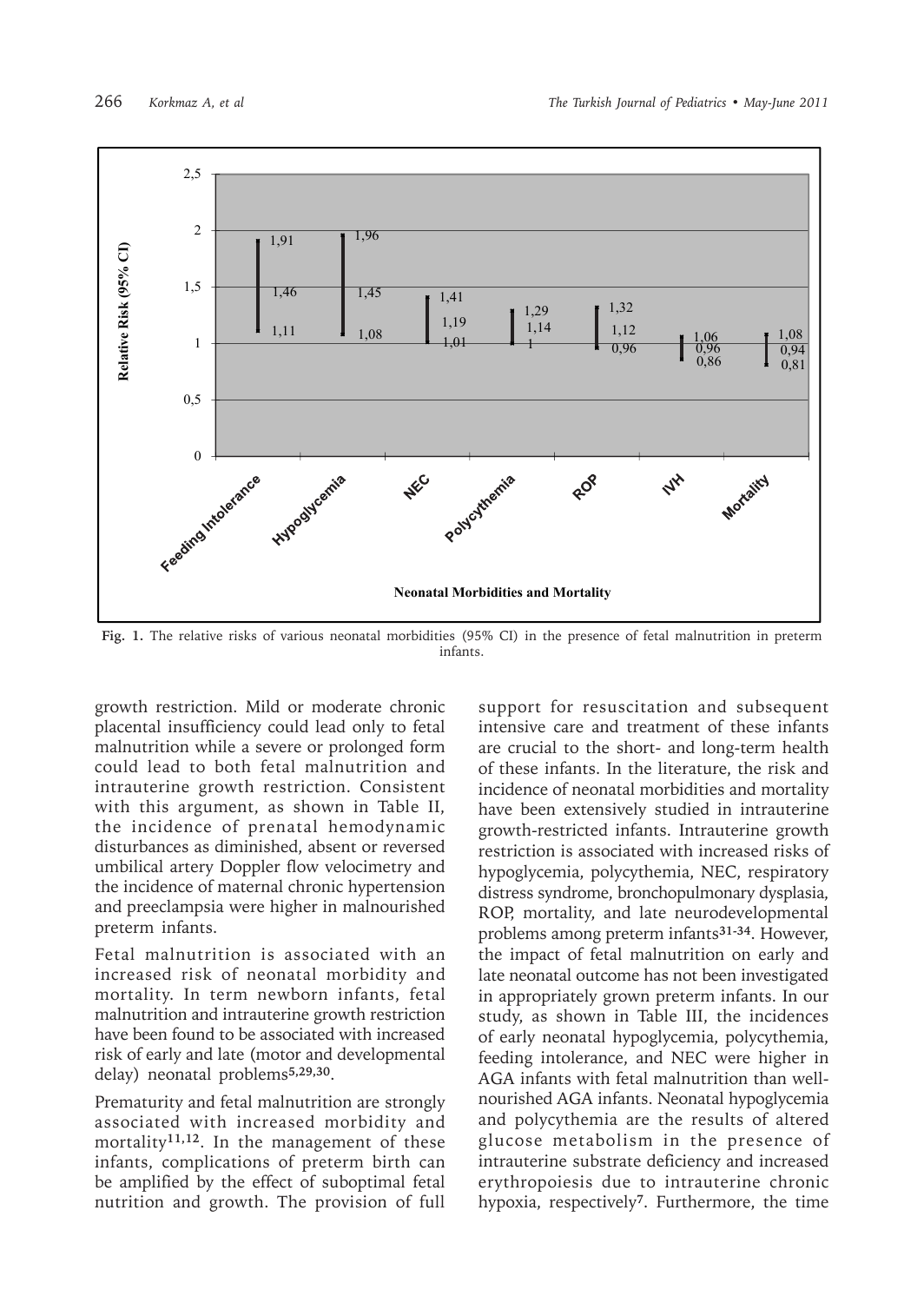Fig. 1. The relative risks of various neonatal morbidities (95% CI) in the presence of fetal malnutrition in preterm infants.

growth restriction. Mild or moderate chronic placental insufficiency could lead only to fetal malnutrition while a severe or prolonged form could lead to both fetal malnutrition and intrauterine growth restriction. Consistent with this argument, as shown in Table II, the incidence of prenatal hemodynamic disturbances as diminished, absent or reversed umbilical artery Doppler flow velocimetry and the incidence of maternal chronic hypertension and preeclampsia were higher in malnourished preterm infants.

Fetal malnutrition is associated with an increased risk of neonatal morbidity and mortality. In term newborn infants, fetal malnutrition and intrauterine growth restriction have been found to be associated with increased risk of early and late (motor and developmental delay) neonatal problems[5,29,30].

Prematurity and fetal malnutrition are strongly associated with increased morbidity and mortality[11,12]. In the management of these infants, complications of preterm birth can be amplified by the effect of suboptimal fetal nutrition and growth. The provision of full support for resuscitation and subsequent intensive care and treatment of these infants are crucial to the short- and long-term health of these infants. In the literature, the risk and incidence of neonatal morbidities and mortality have been extensively studied in intrauterine growth-restricted infants. Intrauterine growth restriction is associated with increased risks of hypoglycemia, polycythemia, NEC, respiratory distress syndrome, bronchopulmonary dysplasia, ROP, mortality, and late neurodevelopmental problems among preterm infants[31-34]. However, the impact of fetal malnutrition on early and late neonatal outcome has not been investigated in appropriately grown preterm infants. In our study, as shown in Table III, the incidences of early neonatal hypoglycemia, polycythemia, feeding intolerance, and NEC were higher in AGA infants with fetal malnutrition than well-nourished AGA infants. Neonatal hypoglycemia and polycythemia are the results of altered glucose metabolism in the presence of intrauterine substrate deficiency and increased erythropoiesis due to intrauterine chronic hypoxia, respectively[7]. Furthermore, the time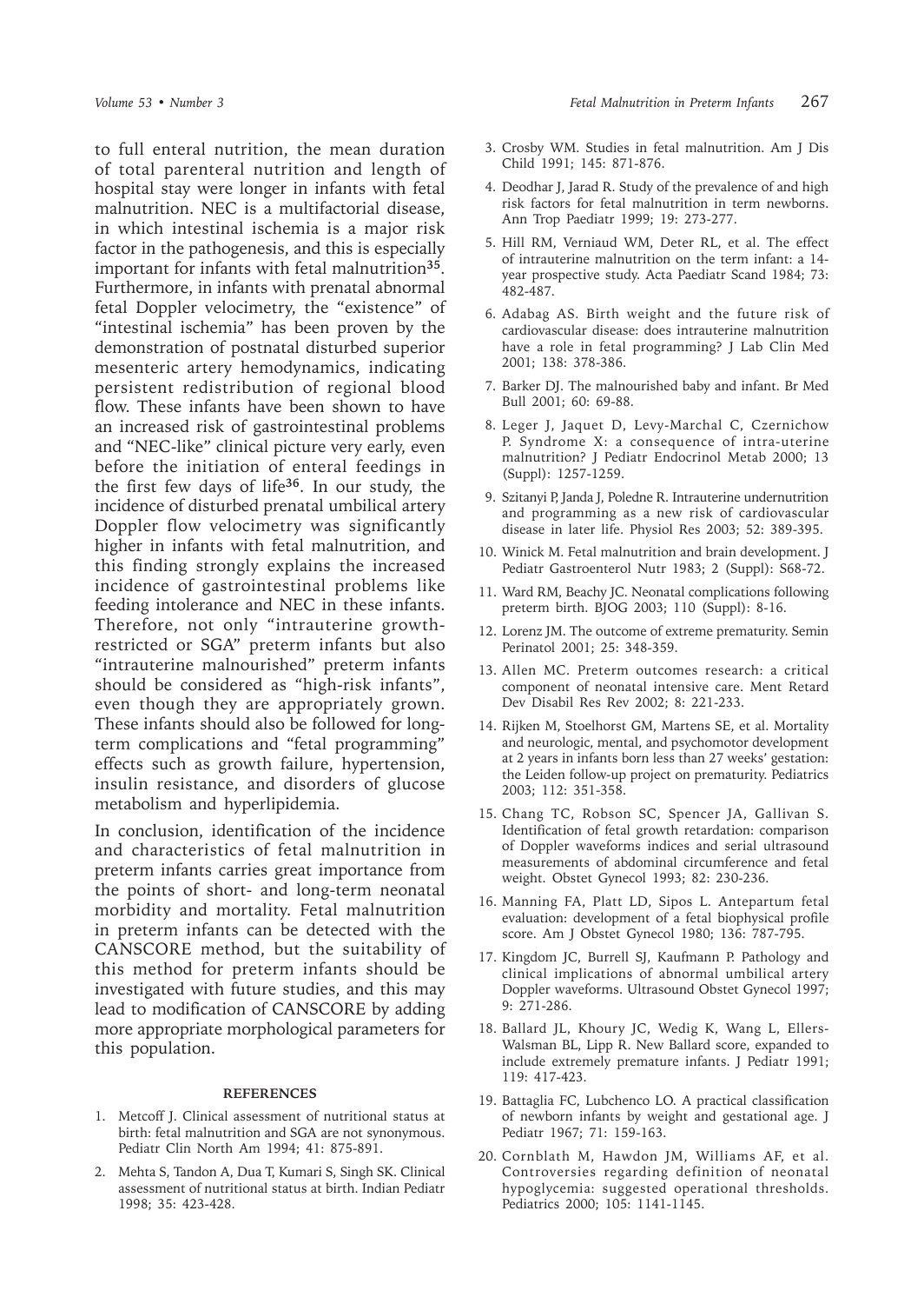to full enteral nutrition, the mean duration of total parenteral nutrition and length of hospital stay were longer in infants with fetal malnutrition. NEC is a multifactorial disease, in which intestinal ischemia is a major risk factor in the pathogenesis, and this is especially important for infants with fetal malnutrition[35]. Furthermore, in infants with prenatal abnormal fetal Doppler velocimetry, the "existence" of "intestinal ischemia" has been proven by the demonstration of postnatal disturbed superior mesenteric artery hemodynamics, indicating persistent redistribution of regional blood flow. These infants have been shown to have an increased risk of gastrointestinal problems and "NEC-like" clinical picture very early, even before the initiation of enteral feedings in the first few days of life[36]. In our study, the incidence of disturbed prenatal umbilical artery Doppler flow velocimetry was significantly higher in infants with fetal malnutrition, and this finding strongly explains the increased incidence of gastrointestinal problems like feeding intolerance and NEC in these infants. Therefore, not only "intrauterine growth-restricted or SGA" preterm infants but also "intrauterine malnourished" preterm infants should be considered as "high-risk infants", even though they are appropriately grown. These infants should also be followed for long-term complications and "fetal programming" effects such as growth failure, hypertension, insulin resistance, and disorders of glucose metabolism and hyperlipidemia.

In conclusion, identification of the incidence and characteristics of fetal malnutrition in preterm infants carries great importance from the points of short- and long-term neonatal morbidity and mortality. Fetal malnutrition in preterm infants can be detected with the CANSCORE method, but the suitability of this method for preterm infants should be investigated with future studies, and this may lead to modification of CANSCORE by adding more appropriate morphological parameters for this population.

## REFERENCES

1. Metcoff J. Clinical assessment of nutritional status at birth: fetal malnutrition and SGA are not synonymous. Pediatr Clin North Am 1994; 41: 875-891.
2. Mehta S, Tandon A, Dua T, Kumari S, Singh SK. Clinical assessment of nutritional status at birth. Indian Pediatr 1998; 35: 423-428.
3. Crosby WM. Studies in fetal malnutrition. Am J Dis Child 1991; 145: 871-876.
4. Deodhar J, Jarad R. Study of the prevalence of and high risk factors for fetal malnutrition in term newborns. Ann Trop Paediatr 1999; 19: 273-277.
5. Hill RM, Verniaud WM, Deter RL, et al. The effect of intrauterine malnutrition on the term infant: a 14-year prospective study. Acta Paediatr Scand 1984; 73: 482-487.
6. Adabag AS. Birth weight and the future risk of cardiovascular disease: does intrauterine malnutrition have a role in fetal programming? J Lab Clin Med 2001; 138: 378-386.
7. Barker DJ. The malnourished baby and infant. Br Med Bull 2001; 60: 69-88.
8. Leger J, Jaquet D, Levy-Marchal C, Czernichow P. Syndrome X: a consequence of intra-uterine malnutrition? J Pediatr Endocrinol Metab 2000; 13 (Suppl): 1257-1259.
9. Szitanyi P, Janda J, Poledne R. Intrauterine undernutrition and programming as a new risk of cardiovascular disease in later life. Physiol Res 2003; 52: 389-395.
10. Winick M. Fetal malnutrition and brain development. J Pediatr Gastroenterol Nutr 1983; 2 (Suppl): S68-72.
11. Ward RM, Beachy JC. Neonatal complications following preterm birth. BJOG 2003; 110 (Suppl): 8-16.
12. Lorenz JM. The outcome of extreme prematurity. Semin Perinatol 2001; 25: 348-359.
13. Allen MC. Preterm outcomes research: a critical component of neonatal intensive care. Ment Retard Dev Disabil Res Rev 2002; 8: 221-233.
14. Rijken M, Stoelhorst GM, Martens SE, et al. Mortality and neurologic, mental, and psychomotor development at 2 years in infants born less than 27 weeks' gestation: the Leiden follow-up project on prematurity. Pediatrics 2003; 112: 351-358.
15. Chang TC, Robson SC, Spencer JA, Gallivan S. Identification of fetal growth retardation: comparison of Doppler waveforms indices and serial ultrasound measurements of abdominal circumference and fetal weight. Obstet Gynecol 1993; 82: 230-236.
16. Manning FA, Platt LD, Sipos L. Antepartum fetal evaluation: development of a fetal biophysical profile score. Am J Obstet Gynecol 1980; 136: 787-795.
17. Kingdom JC, Burrell SJ, Kaufmann P. Pathology and clinical implications of abnormal umbilical artery Doppler waveforms. Ultrasound Obstet Gynecol 1997; 9: 271-286.
18. Ballard JL, Khoury JC, Wedig K, Wang L, Ellers-Walsman BL, Lipp R. New Ballard score, expanded to include extremely premature infants. J Pediatr 1991; 119: 417-423.
19. Battaglia FC, Lubchenco LO. A practical classification of newborn infants by weight and gestational age. J Pediatr 1967; 71: 159-163.
20. Cornblath M, Hawdon JM, Williams AF, et al. Controversies regarding definition of neonatal hypoglycemia: suggested operational thresholds. Pediatrics 2000; 105: 1141-1145.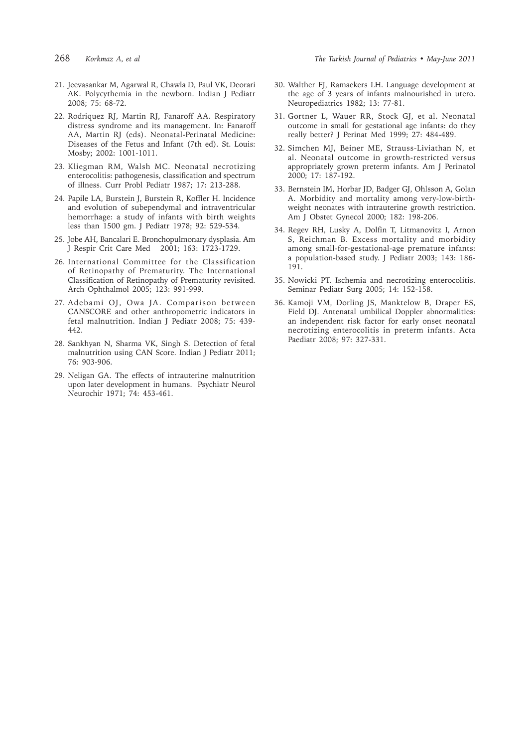21. Jeevasankar M, Agarwal R, Chawla D, Paul VK, Deorari AK. Polycythemia in the newborn. Indian J Pediatr 2008; 75: 68-72.
22. Rodriquez RJ, Martin RJ, Fanaroff AA. Respiratory distress syndrome and its management. In: Fanaroff AA, Martin RJ (eds). Neonatal-Perinatal Medicine: Diseases of the Fetus and Infant (7th ed). St. Louis: Mosby; 2002: 1001-1011.
23. Kliegman RM, Walsh MC. Neonatal necrotizing enterocolitis: pathogenesis, classification and spectrum of illness. Curr Probl Pediatr 1987; 17: 213-288.
24. Papile LA, Burstein J, Burstein R, Koffler H. Incidence and evolution of subependymal and intraventricular hemorrhage: a study of infants with birth weights less than 1500 gm. J Pediatr 1978; 92: 529-534.
25. Jobe AH, Bancalari E. Bronchopulmonary dysplasia. Am J Respir Crit Care Med 2001; 163: 1723-1729.
26. International Committee for the Classification of Retinopathy of Prematurity. The International Classification of Retinopathy of Prematurity revisited. Arch Ophthalmol 2005; 123: 991-999.
27. Adebami OJ, Owa JA. Comparison between CANSCORE and other anthropometric indicators in fetal malnutrition. Indian J Pediatr 2008; 75: 439-442.
28. Sankhyan N, Sharma VK, Singh S. Detection of fetal malnutrition using CAN Score. Indian J Pediatr 2011; 76: 903-906.
29. Neligan GA. The effects of intrauterine malnutrition upon later development in humans. Psychiatr Neurol Neurochir 1971; 74: 453-461.
30. Walther FJ, Ramaekers LH. Language development at the age of 3 years of infants malnourished in utero. Neuropediatrics 1982; 13: 77-81.
31. Gortner L, Wauer RR, Stock GJ, et al. Neonatal outcome in small for gestational age infants: do they really better? J Perinat Med 1999; 27: 484-489.
32. Simchen MJ, Beiner ME, Strauss-Liviathan N, et al. Neonatal outcome in growth-restricted versus appropriately grown preterm infants. Am J Perinatol 2000; 17: 187-192.
33. Bernstein IM, Horbar JD, Badger GJ, Ohlsson A, Golan A. Morbidity and mortality among very-low-birth-weight neonates with intrauterine growth restriction. Am J Obstet Gynecol 2000; 182: 198-206.
34. Regev RH, Lusky A, Dolfin T, Litmanovitz I, Arnon S, Reichman B. Excess mortality and morbidity among small-for-gestational-age premature infants: a population-based study. J Pediatr 2003; 143: 186-191.
35. Nowicki PT. Ischemia and necrotizing enterocolitis. Seminar Pediatr Surg 2005; 14: 152-158.
36. Kamoji VM, Dorling JS, Manktelow B, Draper ES, Field DJ. Antenatal umbilical Doppler abnormalities: an independent risk factor for early onset neonatal necrotizing enterocolitis in preterm infants. Acta Paediatr 2008; 97: 327-331.